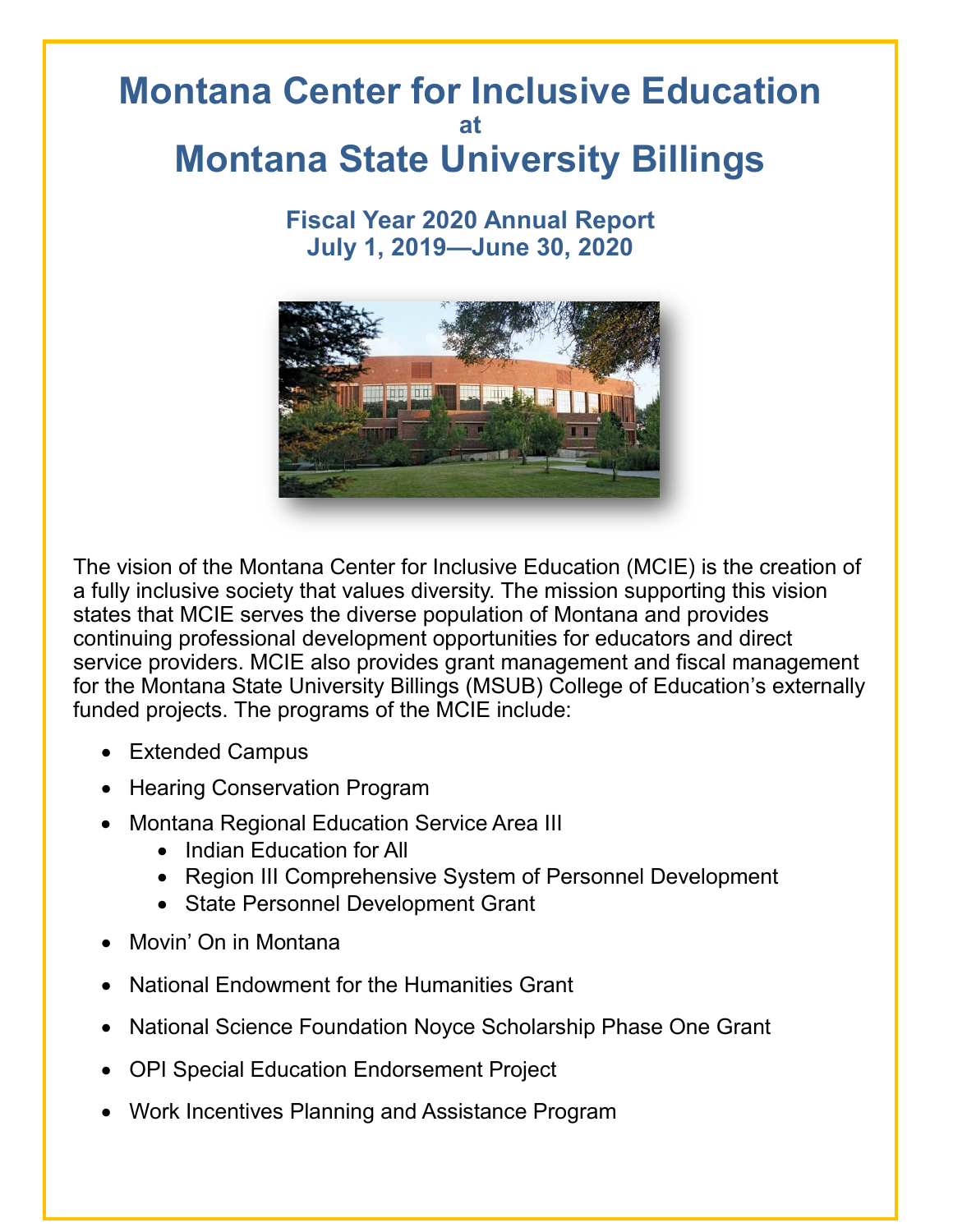# Montana Center for Inclusive Education
### at
# Montana State University Billings

## Fiscal Year 2020 Annual Report
## July 1, 2019—June 30, 2020

The vision of the Montana Center for Inclusive Education (MCIE) is the creation of a fully inclusive society that values diversity. The mission supporting this vision states that MCIE serves the diverse population of Montana and provides continuing professional development opportunities for educators and direct service providers. MCIE also provides grant management and fiscal management for the Montana State University Billings (MSUB) College of Education's externally funded projects. The programs of the MCIE include:

- Extended Campus
- Hearing Conservation Program
- Montana Regional Education Service Area III
  - Indian Education for All
  - Region III Comprehensive System of Personnel Development
  - State Personnel Development Grant
- Movin' On in Montana
- National Endowment for the Humanities Grant
- National Science Foundation Noyce Scholarship Phase One Grant
- OPI Special Education Endorsement Project
- Work Incentives Planning and Assistance Program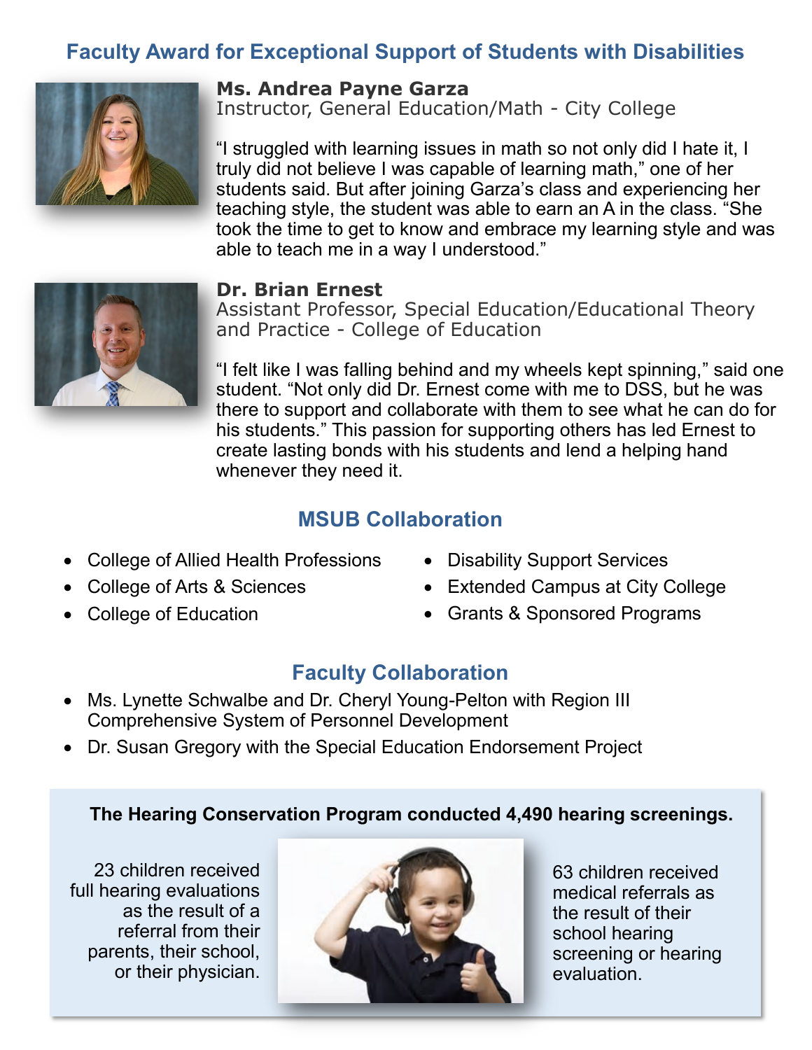## Faculty Award for Exceptional Support of Students with Disabilities

**Ms. Andrea Payne Garza**
Instructor, General Education/Math - City College

"I struggled with learning issues in math so not only did I hate it, I truly did not believe I was capable of learning math," one of her students said. But after joining Garza's class and experiencing her teaching style, the student was able to earn an A in the class. "She took the time to get to know and embrace my learning style and was able to teach me in a way I understood."

**Dr. Brian Ernest**
Assistant Professor, Special Education/Educational Theory and Practice - College of Education

"I felt like I was falling behind and my wheels kept spinning," said one student. "Not only did Dr. Ernest come with me to DSS, but he was there to support and collaborate with them to see what he can do for his students." This passion for supporting others has led Ernest to create lasting bonds with his students and lend a helping hand whenever they need it.

## MSUB Collaboration

- College of Allied Health Professions
- College of Arts & Sciences
- College of Education
- Disability Support Services
- Extended Campus at City College
- Grants & Sponsored Programs

## Faculty Collaboration

- Ms. Lynette Schwalbe and Dr. Cheryl Young-Pelton with Region III Comprehensive System of Personnel Development
- Dr. Susan Gregory with the Special Education Endorsement Project

**The Hearing Conservation Program conducted 4,490 hearing screenings.**

23 children received full hearing evaluations as the result of a referral from their parents, their school, or their physician.

63 children received medical referrals as the result of their school hearing screening or hearing evaluation.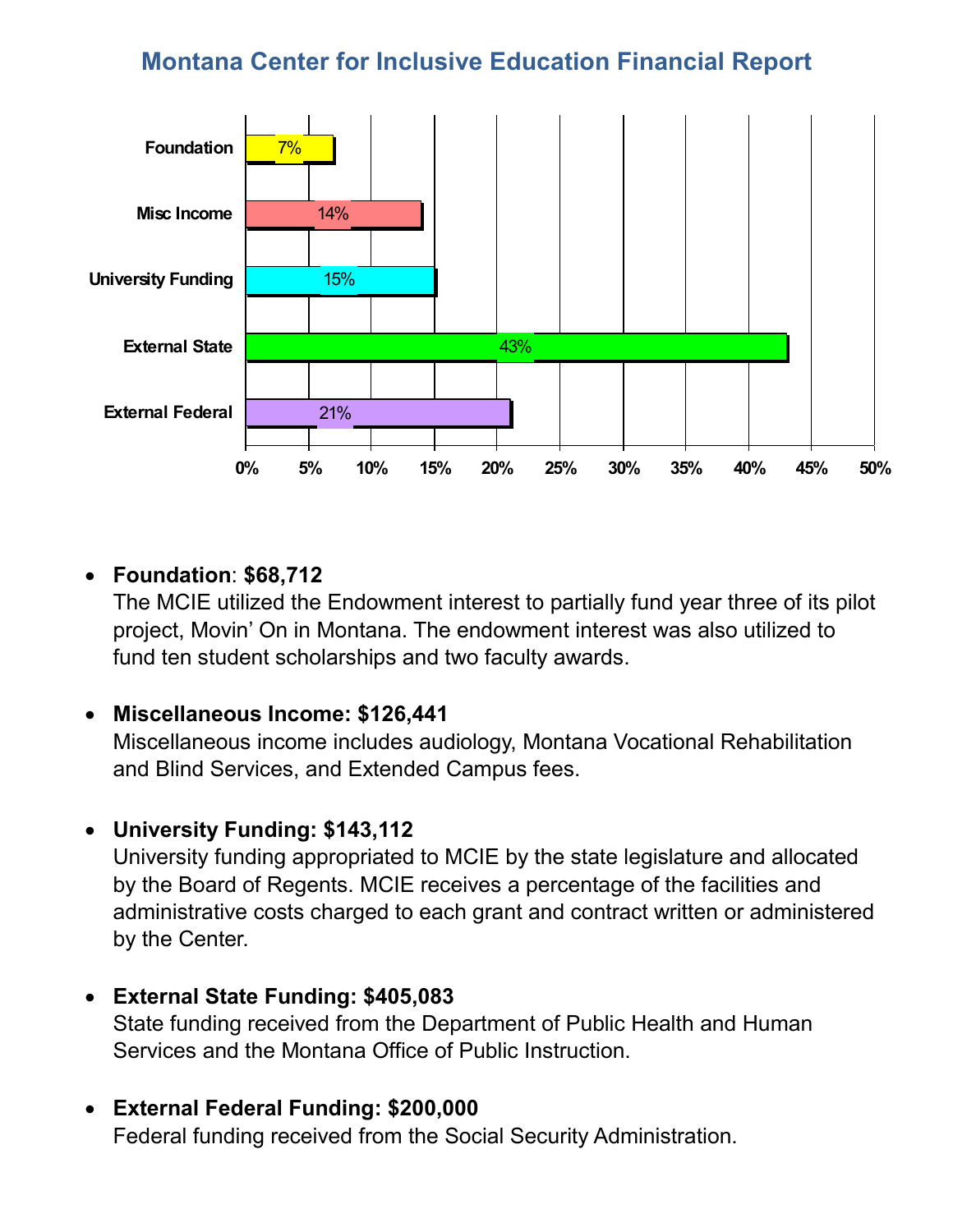## Montana Center for Inclusive Education Financial Report

| Source | Percentage |
| --- | --- |
| Foundation | 7% |
| Misc Income | 14% |
| University Funding | 15% |
| External State | 43% |
| External Federal | 21% |

- **Foundation**: **$68,712**
  The MCIE utilized the Endowment interest to partially fund year three of its pilot project, Movin' On in Montana. The endowment interest was also utilized to fund ten student scholarships and two faculty awards.

- **Miscellaneous Income: $126,441**
  Miscellaneous income includes audiology, Montana Vocational Rehabilitation and Blind Services, and Extended Campus fees.

- **University Funding: $143,112**
  University funding appropriated to MCIE by the state legislature and allocated by the Board of Regents. MCIE receives a percentage of the facilities and administrative costs charged to each grant and contract written or administered by the Center.

- **External State Funding: $405,083**
  State funding received from the Department of Public Health and Human Services and the Montana Office of Public Instruction.

- **External Federal Funding: $200,000**
  Federal funding received from the Social Security Administration.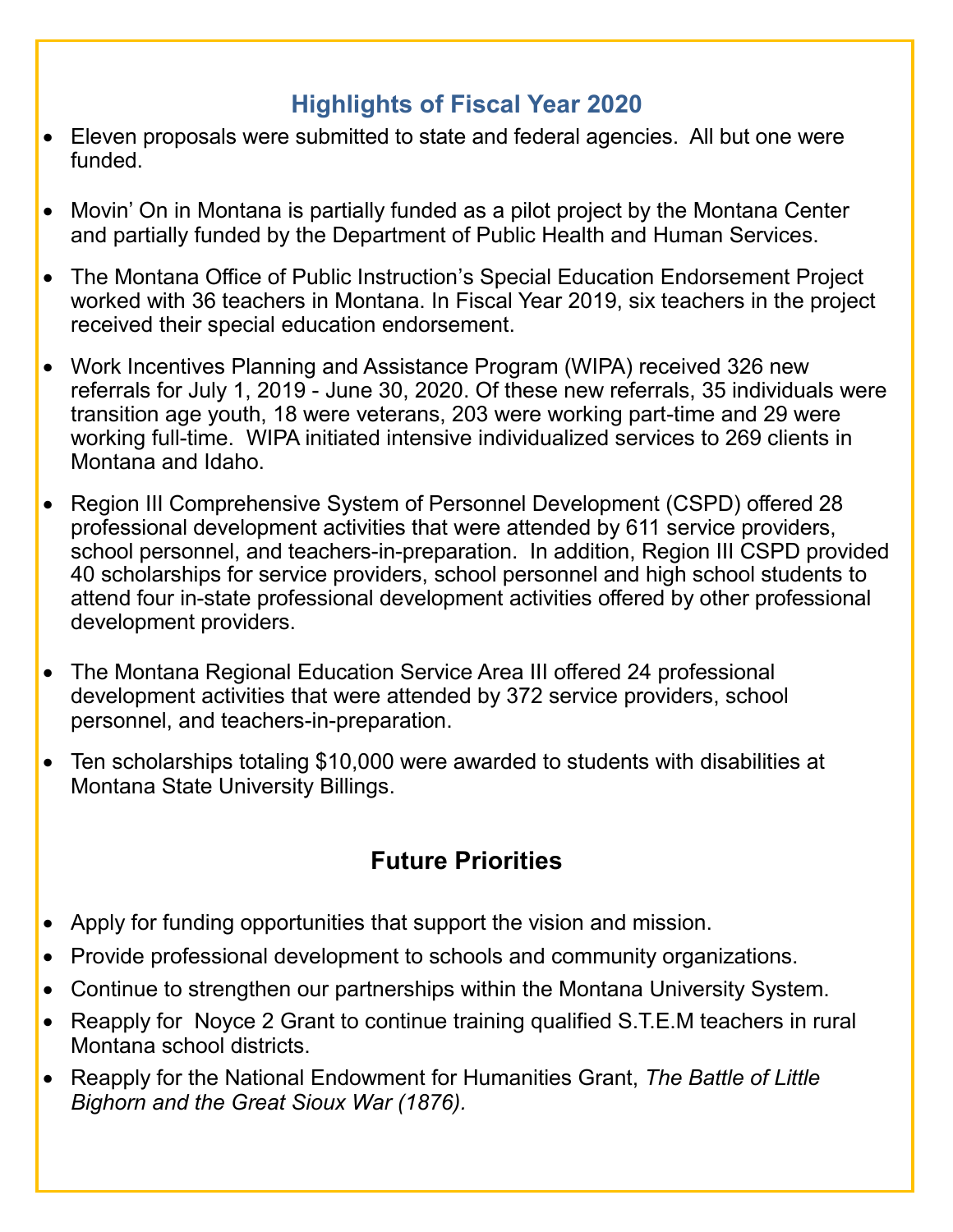## Highlights of Fiscal Year 2020

- Eleven proposals were submitted to state and federal agencies. All but one were funded.
- Movin' On in Montana is partially funded as a pilot project by the Montana Center and partially funded by the Department of Public Health and Human Services.
- The Montana Office of Public Instruction's Special Education Endorsement Project worked with 36 teachers in Montana. In Fiscal Year 2019, six teachers in the project received their special education endorsement.
- Work Incentives Planning and Assistance Program (WIPA) received 326 new referrals for July 1, 2019 - June 30, 2020. Of these new referrals, 35 individuals were transition age youth, 18 were veterans, 203 were working part-time and 29 were working full-time. WIPA initiated intensive individualized services to 269 clients in Montana and Idaho.
- Region III Comprehensive System of Personnel Development (CSPD) offered 28 professional development activities that were attended by 611 service providers, school personnel, and teachers-in-preparation. In addition, Region III CSPD provided 40 scholarships for service providers, school personnel and high school students to attend four in-state professional development activities offered by other professional development providers.
- The Montana Regional Education Service Area III offered 24 professional development activities that were attended by 372 service providers, school personnel, and teachers-in-preparation.
- Ten scholarships totaling $10,000 were awarded to students with disabilities at Montana State University Billings.

## Future Priorities

- Apply for funding opportunities that support the vision and mission.
- Provide professional development to schools and community organizations.
- Continue to strengthen our partnerships within the Montana University System.
- Reapply for Noyce 2 Grant to continue training qualified S.T.E.M teachers in rural Montana school districts.
- Reapply for the National Endowment for Humanities Grant, *The Battle of Little Bighorn and the Great Sioux War (1876).*